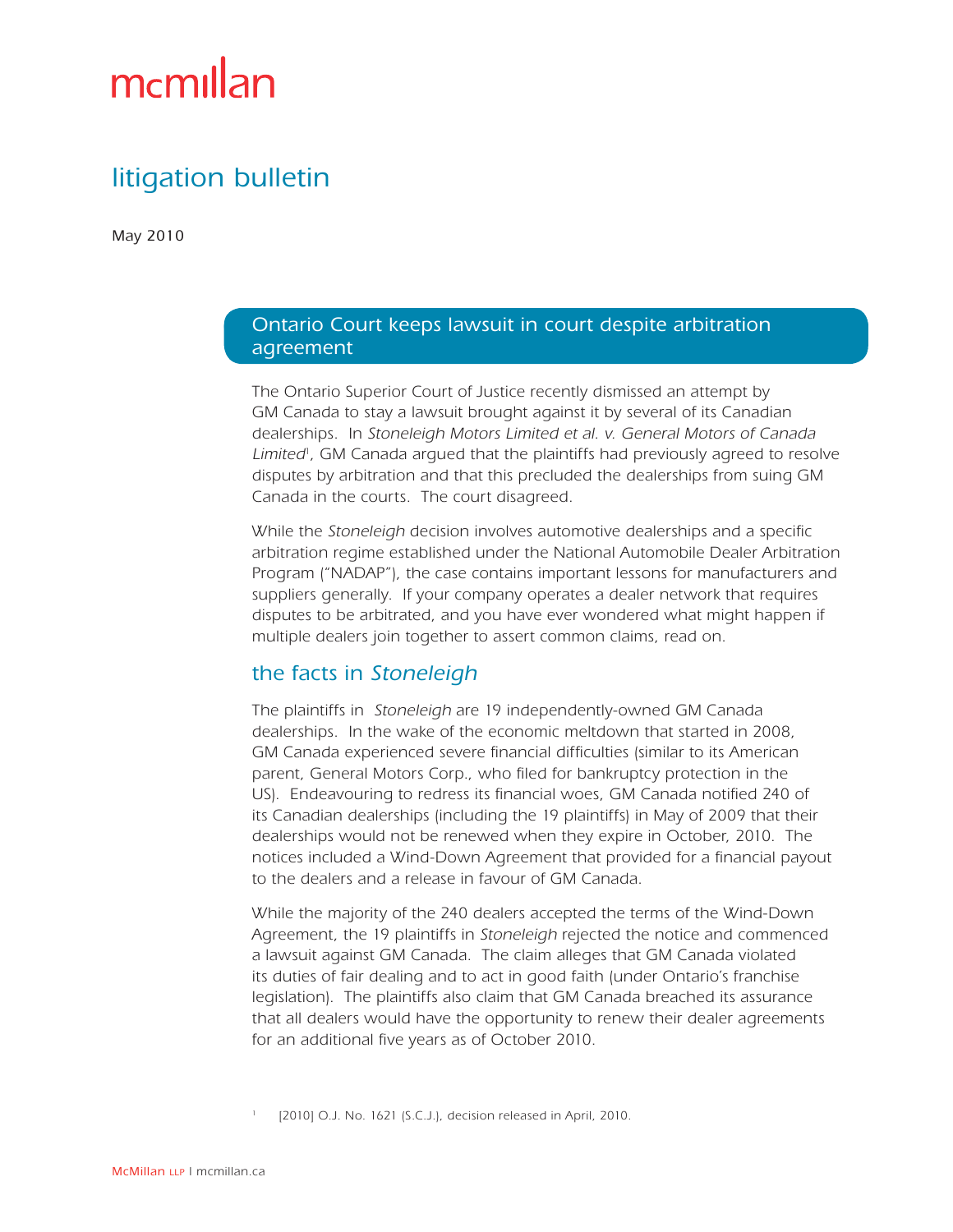# mcmillan

## litigation bulletin

May 2010

## Ontario Court keeps lawsuit in court despite arbitration agreement

The Ontario Superior Court of Justice recently dismissed an attempt by GM Canada to stay a lawsuit brought against it by several of its Canadian dealerships. In *Stoneleigh Motors Limited et al. v. General Motors of Canada Limited*[1], GM Canada argued that the plaintiffs had previously agreed to resolve disputes by arbitration and that this precluded the dealerships from suing GM Canada in the courts. The court disagreed.

While the *Stoneleigh* decision involves automotive dealerships and a specific arbitration regime established under the National Automobile Dealer Arbitration Program ("NADAP"), the case contains important lessons for manufacturers and suppliers generally. If your company operates a dealer network that requires disputes to be arbitrated, and you have ever wondered what might happen if multiple dealers join together to assert common claims, read on.

### the facts in *Stoneleigh*

The plaintiffs in *Stoneleigh* are 19 independently-owned GM Canada dealerships. In the wake of the economic meltdown that started in 2008, GM Canada experienced severe financial difficulties (similar to its American parent, General Motors Corp., who filed for bankruptcy protection in the US). Endeavouring to redress its financial woes, GM Canada notified 240 of its Canadian dealerships (including the 19 plaintiffs) in May of 2009 that their dealerships would not be renewed when they expire in October, 2010. The notices included a Wind-Down Agreement that provided for a financial payout to the dealers and a release in favour of GM Canada.

While the majority of the 240 dealers accepted the terms of the Wind-Down Agreement, the 19 plaintiffs in *Stoneleigh* rejected the notice and commenced a lawsuit against GM Canada. The claim alleges that GM Canada violated its duties of fair dealing and to act in good faith (under Ontario's franchise legislation). The plaintiffs also claim that GM Canada breached its assurance that all dealers would have the opportunity to renew their dealer agreements for an additional five years as of October 2010.

[1] [2010] O.J. No. 1621 (S.C.J.), decision released in April, 2010.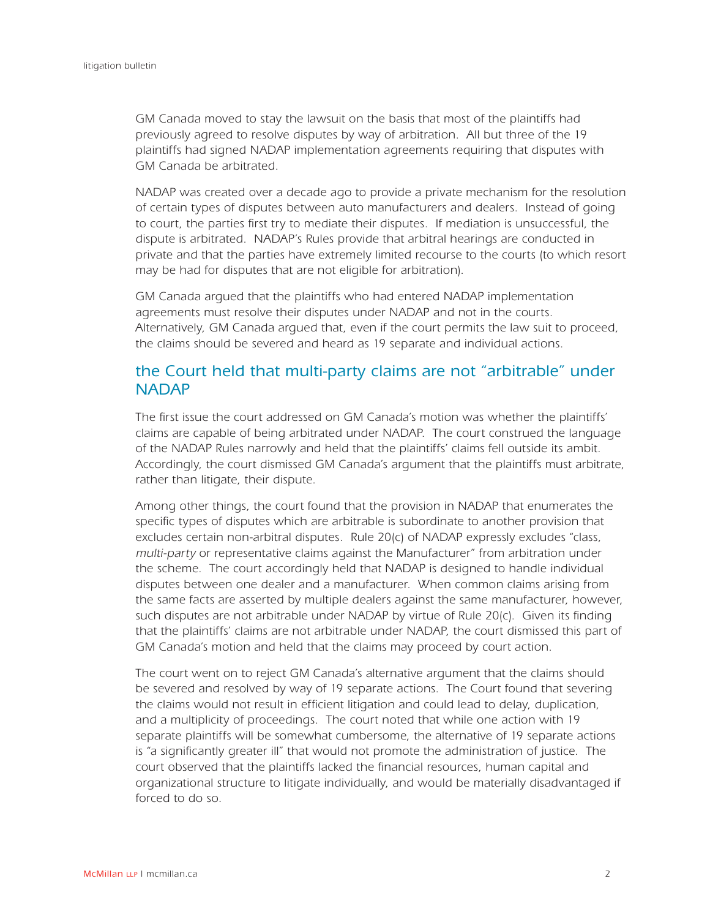GM Canada moved to stay the lawsuit on the basis that most of the plaintiffs had previously agreed to resolve disputes by way of arbitration. All but three of the 19 plaintiffs had signed NADAP implementation agreements requiring that disputes with GM Canada be arbitrated.

NADAP was created over a decade ago to provide a private mechanism for the resolution of certain types of disputes between auto manufacturers and dealers. Instead of going to court, the parties first try to mediate their disputes. If mediation is unsuccessful, the dispute is arbitrated. NADAP's Rules provide that arbitral hearings are conducted in private and that the parties have extremely limited recourse to the courts (to which resort may be had for disputes that are not eligible for arbitration).

GM Canada argued that the plaintiffs who had entered NADAP implementation agreements must resolve their disputes under NADAP and not in the courts. Alternatively, GM Canada argued that, even if the court permits the law suit to proceed, the claims should be severed and heard as 19 separate and individual actions.

## the Court held that multi-party claims are not "arbitrable" under NADAP

The first issue the court addressed on GM Canada's motion was whether the plaintiffs' claims are capable of being arbitrated under NADAP. The court construed the language of the NADAP Rules narrowly and held that the plaintiffs' claims fell outside its ambit. Accordingly, the court dismissed GM Canada's argument that the plaintiffs must arbitrate, rather than litigate, their dispute.

Among other things, the court found that the provision in NADAP that enumerates the specific types of disputes which are arbitrable is subordinate to another provision that excludes certain non-arbitral disputes. Rule 20(c) of NADAP expressly excludes "class, *multi-party* or representative claims against the Manufacturer" from arbitration under the scheme. The court accordingly held that NADAP is designed to handle individual disputes between one dealer and a manufacturer. When common claims arising from the same facts are asserted by multiple dealers against the same manufacturer, however, such disputes are not arbitrable under NADAP by virtue of Rule 20(c). Given its finding that the plaintiffs' claims are not arbitrable under NADAP, the court dismissed this part of GM Canada's motion and held that the claims may proceed by court action.

The court went on to reject GM Canada's alternative argument that the claims should be severed and resolved by way of 19 separate actions. The Court found that severing the claims would not result in efficient litigation and could lead to delay, duplication, and a multiplicity of proceedings. The court noted that while one action with 19 separate plaintiffs will be somewhat cumbersome, the alternative of 19 separate actions is "a significantly greater ill" that would not promote the administration of justice. The court observed that the plaintiffs lacked the financial resources, human capital and organizational structure to litigate individually, and would be materially disadvantaged if forced to do so.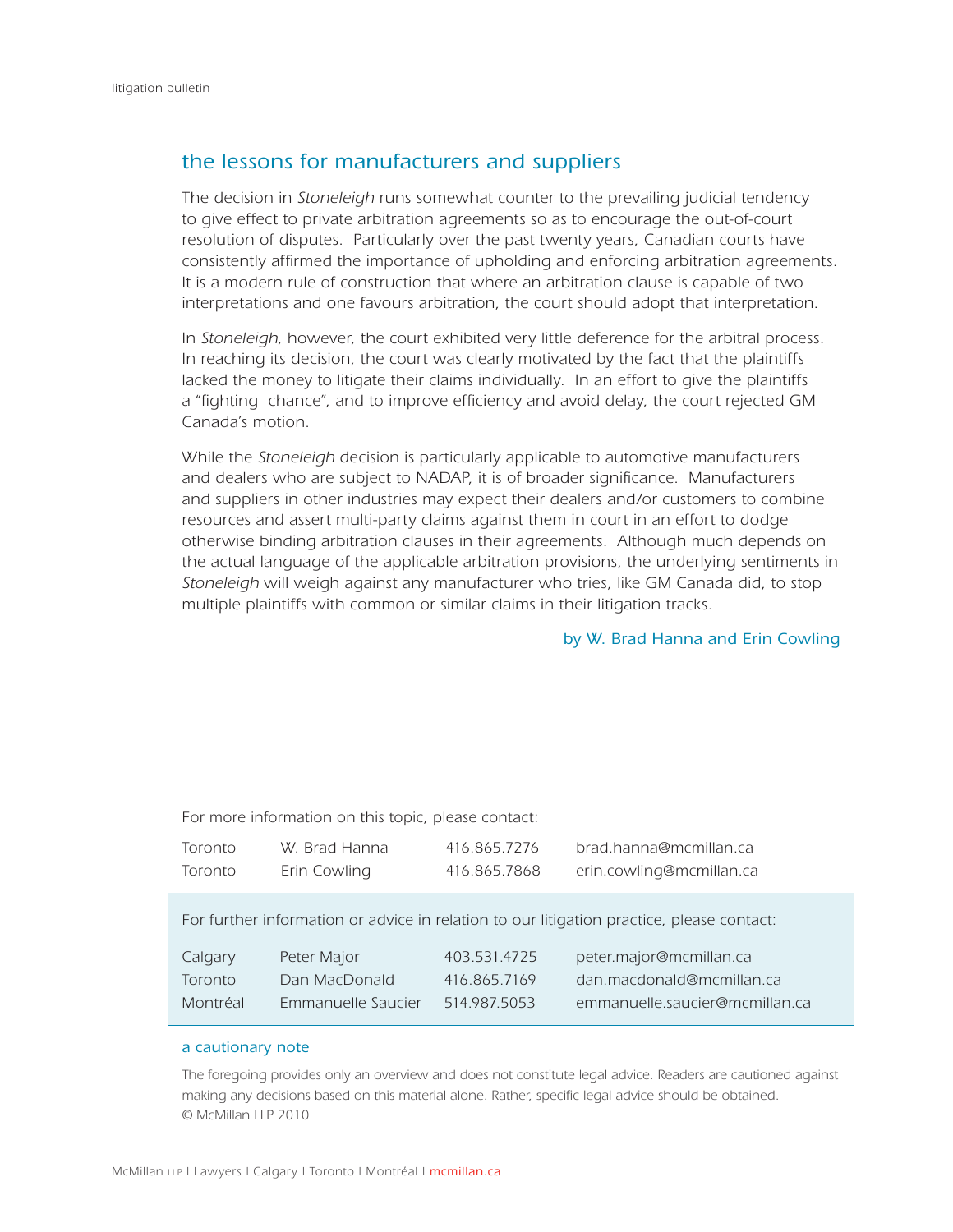## the lessons for manufacturers and suppliers

The decision in *Stoneleigh* runs somewhat counter to the prevailing judicial tendency to give effect to private arbitration agreements so as to encourage the out-of-court resolution of disputes. Particularly over the past twenty years, Canadian courts have consistently affirmed the importance of upholding and enforcing arbitration agreements. It is a modern rule of construction that where an arbitration clause is capable of two interpretations and one favours arbitration, the court should adopt that interpretation.

In *Stoneleigh*, however, the court exhibited very little deference for the arbitral process. In reaching its decision, the court was clearly motivated by the fact that the plaintiffs lacked the money to litigate their claims individually. In an effort to give the plaintiffs a "fighting chance", and to improve efficiency and avoid delay, the court rejected GM Canada's motion.

While the *Stoneleigh* decision is particularly applicable to automotive manufacturers and dealers who are subject to NADAP, it is of broader significance. Manufacturers and suppliers in other industries may expect their dealers and/or customers to combine resources and assert multi-party claims against them in court in an effort to dodge otherwise binding arbitration clauses in their agreements. Although much depends on the actual language of the applicable arbitration provisions, the underlying sentiments in *Stoneleigh* will weigh against any manufacturer who tries, like GM Canada did, to stop multiple plaintiffs with common or similar claims in their litigation tracks.

by W. Brad Hanna and Erin Cowling

For more information on this topic, please contact:

| | | | |
|---|---|---|---|
| Toronto | W. Brad Hanna | 416.865.7276 | brad.hanna@mcmillan.ca |
| Toronto | Erin Cowling | 416.865.7868 | erin.cowling@mcmillan.ca |

For further information or advice in relation to our litigation practice, please contact:

| | | | |
|---|---|---|---|
| Calgary | Peter Major | 403.531.4725 | peter.major@mcmillan.ca |
| Toronto | Dan MacDonald | 416.865.7169 | dan.macdonald@mcmillan.ca |
| Montréal | Emmanuelle Saucier | 514.987.5053 | emmanuelle.saucier@mcmillan.ca |

### a cautionary note

The foregoing provides only an overview and does not constitute legal advice. Readers are cautioned against making any decisions based on this material alone. Rather, specific legal advice should be obtained.
© McMillan LLP 2010